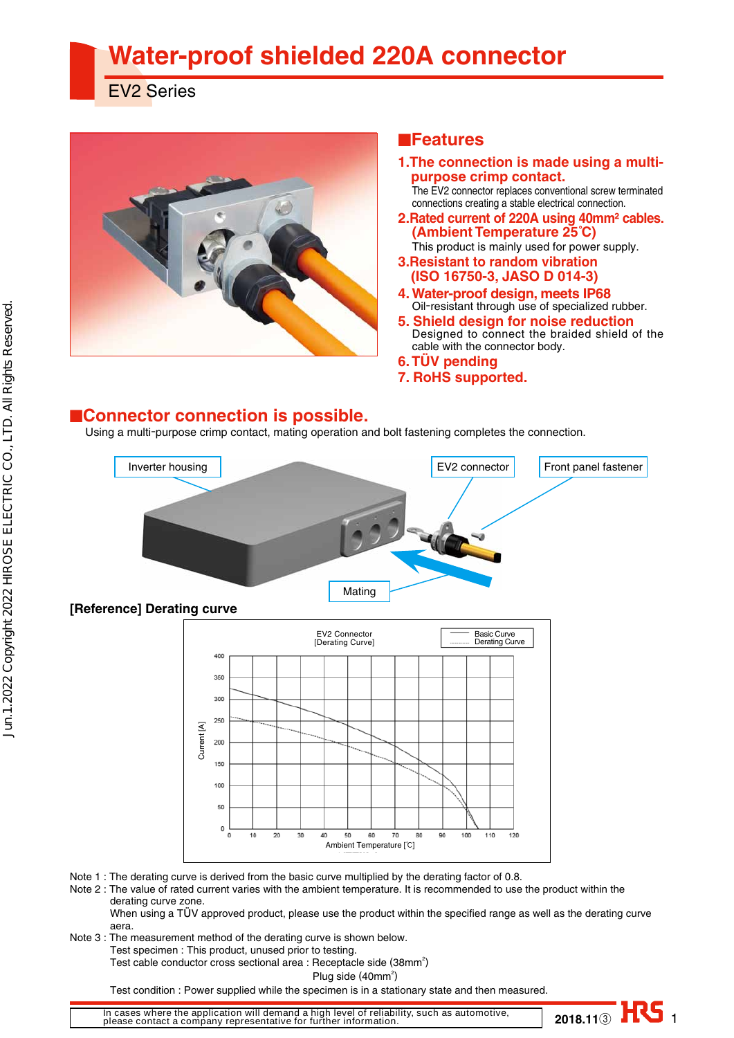# Water-proof shielded 220A connector

## EV2 Series

## ■Features

**1.The connection is made using a multi-purpose crimp contact.**
The EV2 connector replaces conventional screw terminated connections creating a stable electrical connection.

**2.Rated current of 220A using 40mm² cables. (Ambient Temperature 25℃)**
This product is mainly used for power supply.

**3.Resistant to random vibration (ISO 16750-3, JASO D 014-3)**

**4. Water-proof design, meets IP68**
Oil-resistant through use of specialized rubber.

**5. Shield design for noise reduction**
Designed to connect the braided shield of the cable with the connector body.

**6. TÜV pending**

**7. RoHS supported.**

## ■Connector connection is possible.

Using a multi-purpose crimp contact, mating operation and bolt fastening completes the connection.

Inverter housing / EV2 connector / Front panel fastener / Mating

**[Reference] Derating curve**

EV2 Connector [Derating Curve]

Note 1 : The derating curve is derived from the basic curve multiplied by the derating factor of 0.8.

Note 2 : The value of rated current varies with the ambient temperature. It is recommended to use the product within the derating curve zone.
When using a TÜV approved product, please use the product within the specified range as well as the derating curve aera.

Note 3 : The measurement method of the derating curve is shown below.
Test specimen : This product, unused prior to testing.
Test cable conductor cross sectional area : Receptacle side (38mm²)
Plug side (40mm²)
Test condition : Power supplied while the specimen is in a stationary state and then measured.

In cases where the application will demand a high level of reliability, such as automotive, please contact a company representative for further information.

2018.11③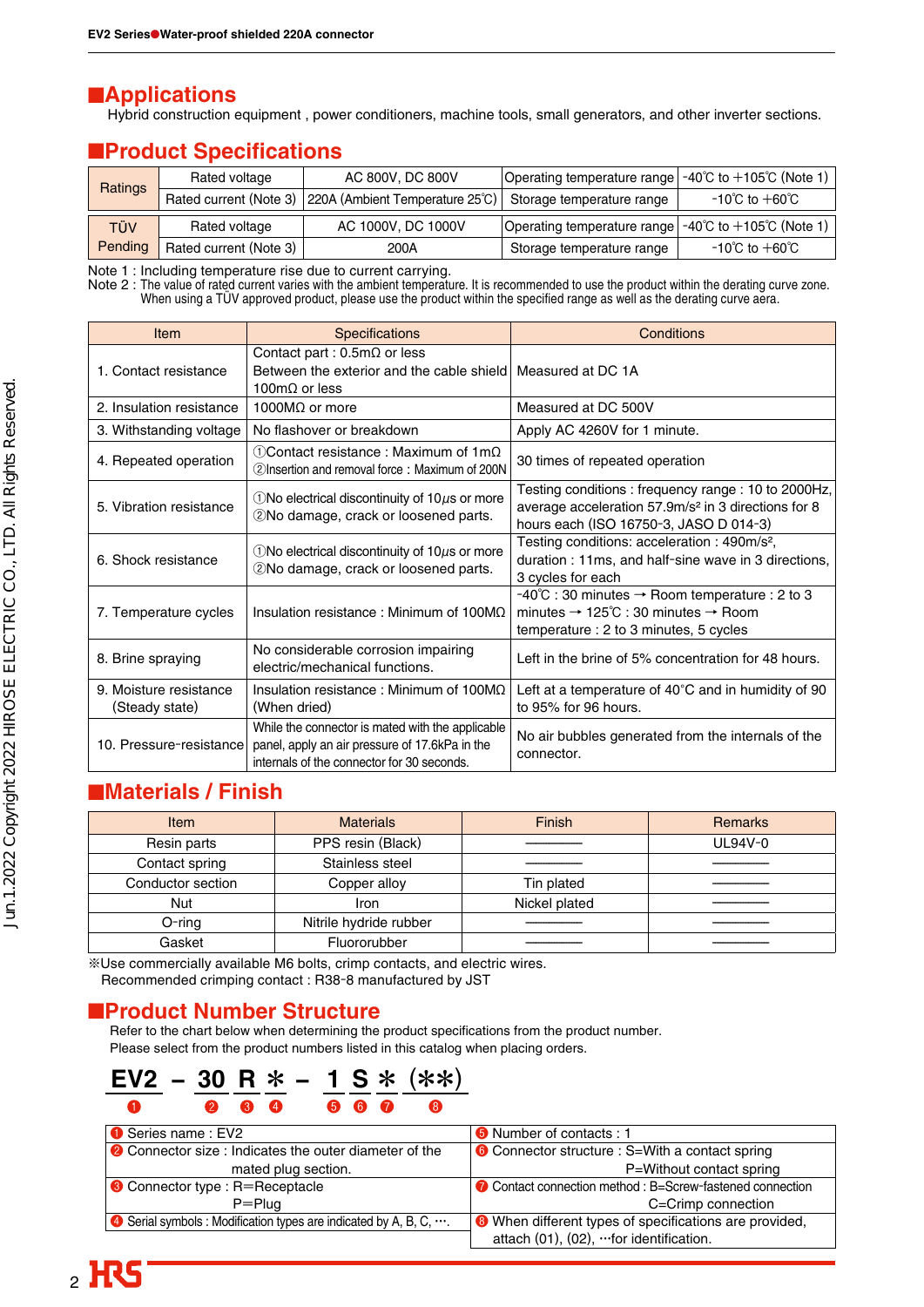## Applications

Hybrid construction equipment , power conditioners, machine tools, small generators, and other inverter sections.

## Product Specifications

| | | | | |
|---|---|---|---|---|
| Ratings | Rated voltage | AC 800V, DC 800V | Operating temperature range | -40℃ to +105℃ (Note 1) |
| | Rated current (Note 3) | 220A (Ambient Temperature 25℃) | Storage temperature range | -10℃ to +60℃ |
| TÜV Pending | Rated voltage | AC 1000V, DC 1000V | Operating temperature range | -40℃ to +105℃ (Note 1) |
| | Rated current (Note 3) | 200A | Storage temperature range | -10℃ to +60℃ |

Note 1 : Including temperature rise due to current carrying.
Note 2 : The value of rated current varies with the ambient temperature. It is recommended to use the product within the derating curve zone. When using a TÜV approved product, please use the product within the specified range as well as the derating curve aera.

| Item | Specifications | Conditions |
|---|---|---|
| 1. Contact resistance | Contact part : 0.5mΩ or less<br>Between the exterior and the cable shield 100mΩ or less | Measured at DC 1A |
| 2. Insulation resistance | 1000MΩ or more | Measured at DC 500V |
| 3. Withstanding voltage | No flashover or breakdown | Apply AC 4260V for 1 minute. |
| 4. Repeated operation | ①Contact resistance : Maximum of 1mΩ<br>②Insertion and removal force : Maximum of 200N | 30 times of repeated operation |
| 5. Vibration resistance | ①No electrical discontinuity of 10μs or more<br>②No damage, crack or loosened parts. | Testing conditions : frequency range : 10 to 2000Hz, average acceleration 57.9m/s² in 3 directions for 8 hours each (ISO 16750-3, JASO D 014-3) |
| 6. Shock resistance | ①No electrical discontinuity of 10μs or more<br>②No damage, crack or loosened parts. | Testing conditions: acceleration : 490m/s², duration : 11ms, and half-sine wave in 3 directions, 3 cycles for each |
| 7. Temperature cycles | Insulation resistance : Minimum of 100MΩ | -40℃ : 30 minutes → Room temperature : 2 to 3 minutes → 125℃ : 30 minutes → Room temperature : 2 to 3 minutes, 5 cycles |
| 8. Brine spraying | No considerable corrosion impairing electric/mechanical functions. | Left in the brine of 5% concentration for 48 hours. |
| 9. Moisture resistance (Steady state) | Insulation resistance : Minimum of 100MΩ (When dried) | Left at a temperature of 40°C and in humidity of 90 to 95% for 96 hours. |
| 10. Pressure-resistance | While the connector is mated with the applicable panel, apply an air pressure of 17.6kPa in the internals of the connector for 30 seconds. | No air bubbles generated from the internals of the connector. |

## Materials / Finish

| Item | Materials | Finish | Remarks |
|---|---|---|---|
| Resin parts | PPS resin (Black) | ———— | UL94V-0 |
| Contact spring | Stainless steel | ———— | ———— |
| Conductor section | Copper alloy | Tin plated | ———— |
| Nut | Iron | Nickel plated | ———— |
| O-ring | Nitrile hydride rubber | ———— | ———— |
| Gasket | Fluororubber | ———— | ———— |

※Use commercially available M6 bolts, crimp contacts, and electric wires.
Recommended crimping contact : R38-8 manufactured by JST

## Product Number Structure

Refer to the chart below when determining the product specifications from the product number.
Please select from the product numbers listed in this catalog when placing orders.

**EV2 – 30 R ＊ – 1 S ＊ (＊＊)**
❶ ❷ ❸ ❹ ❺ ❻ ❼ ❽

| | |
|---|---|
| ❶ Series name : EV2 | ❺ Number of contacts : 1 |
| ❷ Connector size : Indicates the outer diameter of the mated plug section. | ❻ Connector structure : S=With a contact spring<br>P=Without contact spring |
| ❸ Connector type : R=Receptacle<br>P=Plug | ❼ Contact connection method : B=Screw-fastened connection<br>C=Crimp connection |
| ❹ Serial symbols : Modification types are indicated by A, B, C, ···. | ❽ When different types of specifications are provided, attach (01), (02), ···for identification. |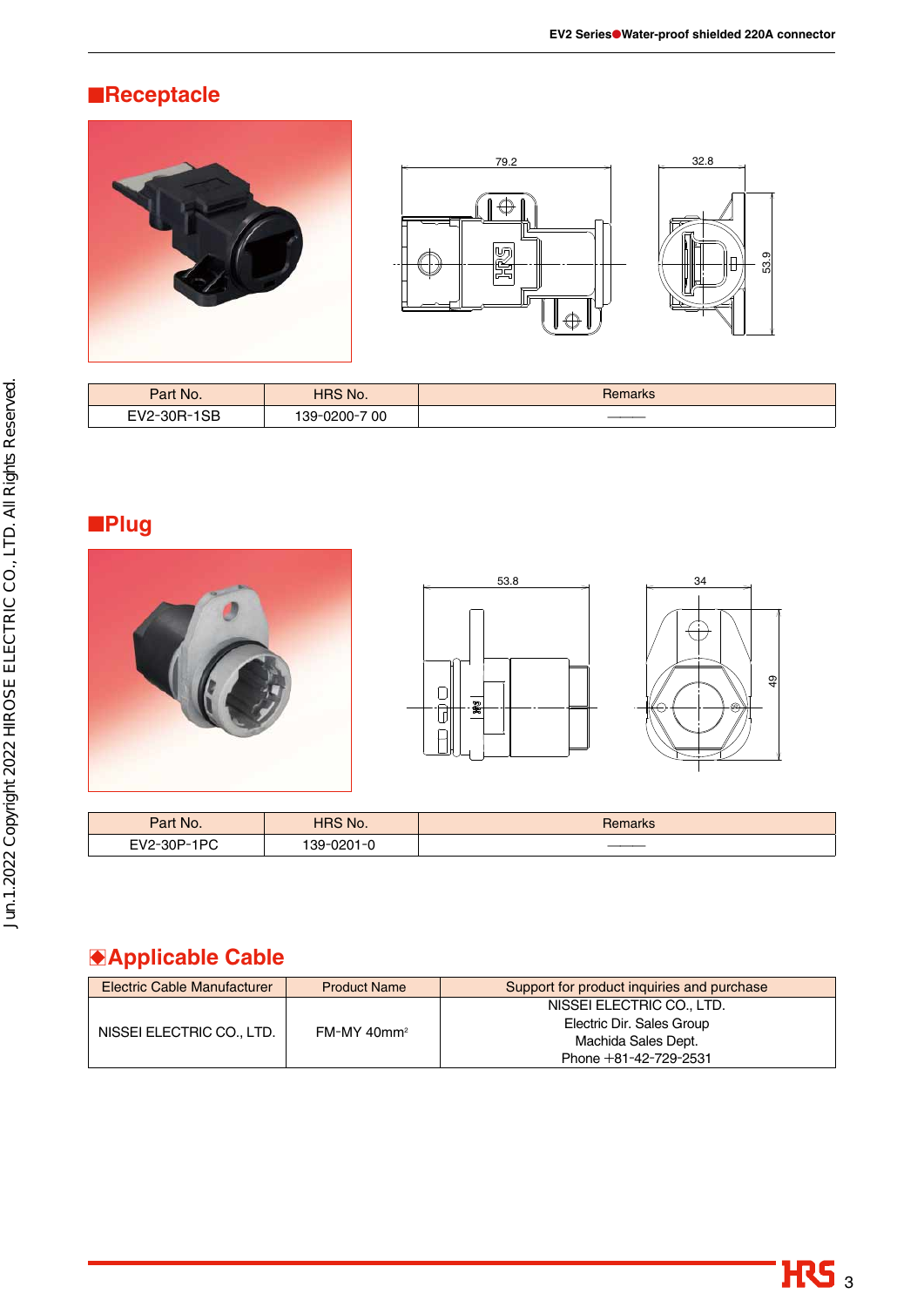## ■Receptacle

| Part No. | HRS No. | Remarks |
| --- | --- | --- |
| EV2-30R-1SB | 139-0200-7 00 | ―― |

## ■Plug

| Part No. | HRS No. | Remarks |
| --- | --- | --- |
| EV2-30P-1PC | 139-0201-0 | ―― |

## ◆Applicable Cable

| Electric Cable Manufacturer | Product Name | Support for product inquiries and purchase |
| --- | --- | --- |
| NISSEI ELECTRIC CO., LTD. | FM-MY 40mm$^2$ | NISSEI ELECTRIC CO., LTD.<br>Electric Dir. Sales Group<br>Machida Sales Dept.<br>Phone +81-42-729-2531 |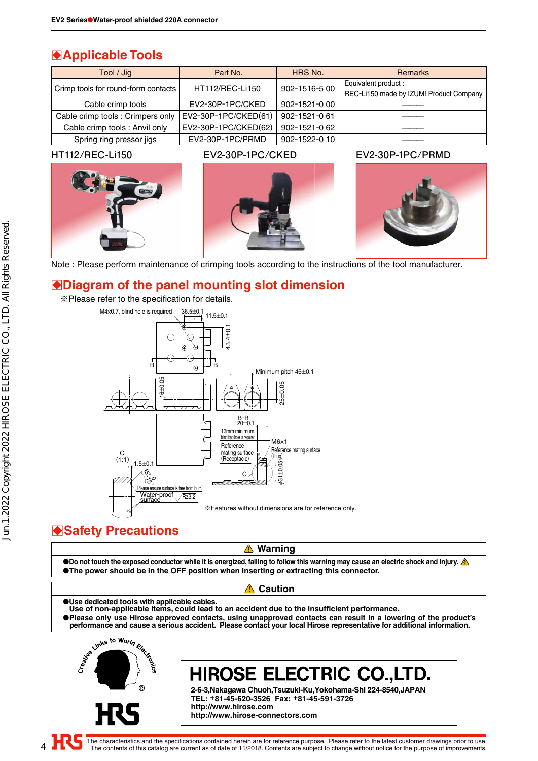## ◆Applicable Tools

| Tool / Jig | Part No. | HRS No. | Remarks |
|---|---|---|---|
| Crimp tools for round-form contacts | HT112/REC-Li150 | 902-1516-5 00 | Equivalent product : REC-Li150 made by IZUMI Product Company |
| Cable crimp tools | EV2-30P-1PC/CKED | 902-1521-0 00 | ——— |
| Cable crimp tools : Crimpers only | EV2-30P-1PC/CKED(61) | 902-1521-0 61 | ——— |
| Cable crimp tools : Anvil only | EV2-30P-1PC/CKED(62) | 902-1521-0 62 | ——— |
| Spring ring pressor jigs | EV2-30P-1PC/PRMD | 902-1522-0 10 | ——— |

HT112/REC-Li150

EV2-30P-1PC/CKED

EV2-30P-1PC/PRMD

Note : Please perform maintenance of crimping tools according to the instructions of the tool manufacturer.

## ◆Diagram of the panel mounting slot dimension

※Please refer to the specification for details.

M4×0.7, blind hole is required
36.5±0.1
11.5±0.1
43.4±0.1
B
B
Minimum pitch 45±0.1
16±0.05
25±0.05
B-B
20±0.1
13mm minimum, blind bag hole is required
M6×1
Reference mating surface (Receptacle)
Reference mating surface (Plug)
C (1:1)
1.5±0.1
45°±5°
0.5
Please ensure surface is free from burr.
Water-proof surface
Rz3.2
C
φ31±0.05

※Features without dimensions are for reference only.

## ◆Safety Precautions

**⚠ Warning**

- **Do not touch the exposed conductor while it is energized, failing to follow this warning may cause an electric shock and injury. ⚠**
- **The power should be in the OFF position when inserting or extracting this connector.**

**⚠ Caution**

- **Use dedicated tools with applicable cables.**
  **Use of non-applicable items, could lead to an accident due to the insufficient performance.**
- **Please only use Hirose approved contacts, using unapproved contacts can result in a lowering of the product's performance and cause a serious accident. Please contact your local Hirose representative for additional information.**

Creative Links to World Electronics

HRS

# HIROSE ELECTRIC CO.,LTD.

**2-6-3,Nakagawa Chuoh,Tsuzuki-Ku,Yokohama-Shi 224-8540,JAPAN**
**TEL: +81-45-620-3526 Fax: +81-45-591-3726**
**http://www.hirose.com**
**http://www.hirose-connectors.com**

The characteristics and the specifications contained herein are for reference purpose. Please refer to the latest customer drawings prior to use.
The contents of this catalog are current as of date of 11/2018. Contents are subject to change without notice for the purpose of improvements.